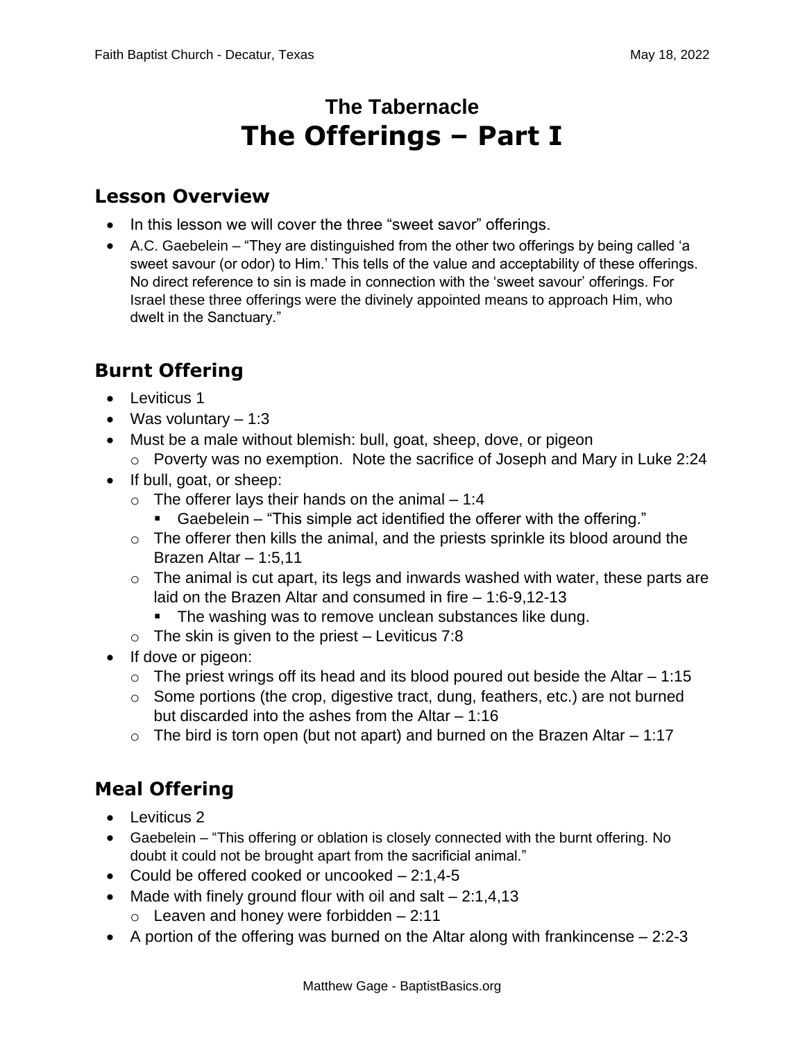# The Tabernacle
# The Offerings – Part I

## Lesson Overview

- In this lesson we will cover the three "sweet savor" offerings.
- A.C. Gaebelein – "They are distinguished from the other two offerings by being called 'a sweet savour (or odor) to Him.' This tells of the value and acceptability of these offerings. No direct reference to sin is made in connection with the 'sweet savour' offerings. For Israel these three offerings were the divinely appointed means to approach Him, who dwelt in the Sanctuary."

## Burnt Offering

- Leviticus 1
- Was voluntary – 1:3
- Must be a male without blemish: bull, goat, sheep, dove, or pigeon
    - Poverty was no exemption. Note the sacrifice of Joseph and Mary in Luke 2:24
- If bull, goat, or sheep:
    - The offerer lays their hands on the animal – 1:4
        - Gaebelein – "This simple act identified the offerer with the offering."
    - The offerer then kills the animal, and the priests sprinkle its blood around the Brazen Altar – 1:5,11
    - The animal is cut apart, its legs and inwards washed with water, these parts are laid on the Brazen Altar and consumed in fire – 1:6-9,12-13
        - The washing was to remove unclean substances like dung.
    - The skin is given to the priest – Leviticus 7:8
- If dove or pigeon:
    - The priest wrings off its head and its blood poured out beside the Altar – 1:15
    - Some portions (the crop, digestive tract, dung, feathers, etc.) are not burned but discarded into the ashes from the Altar – 1:16
    - The bird is torn open (but not apart) and burned on the Brazen Altar – 1:17

## Meal Offering

- Leviticus 2
- Gaebelein – "This offering or oblation is closely connected with the burnt offering. No doubt it could not be brought apart from the sacrificial animal."
- Could be offered cooked or uncooked – 2:1,4-5
- Made with finely ground flour with oil and salt – 2:1,4,13
    - Leaven and honey were forbidden – 2:11
- A portion of the offering was burned on the Altar along with frankincense – 2:2-3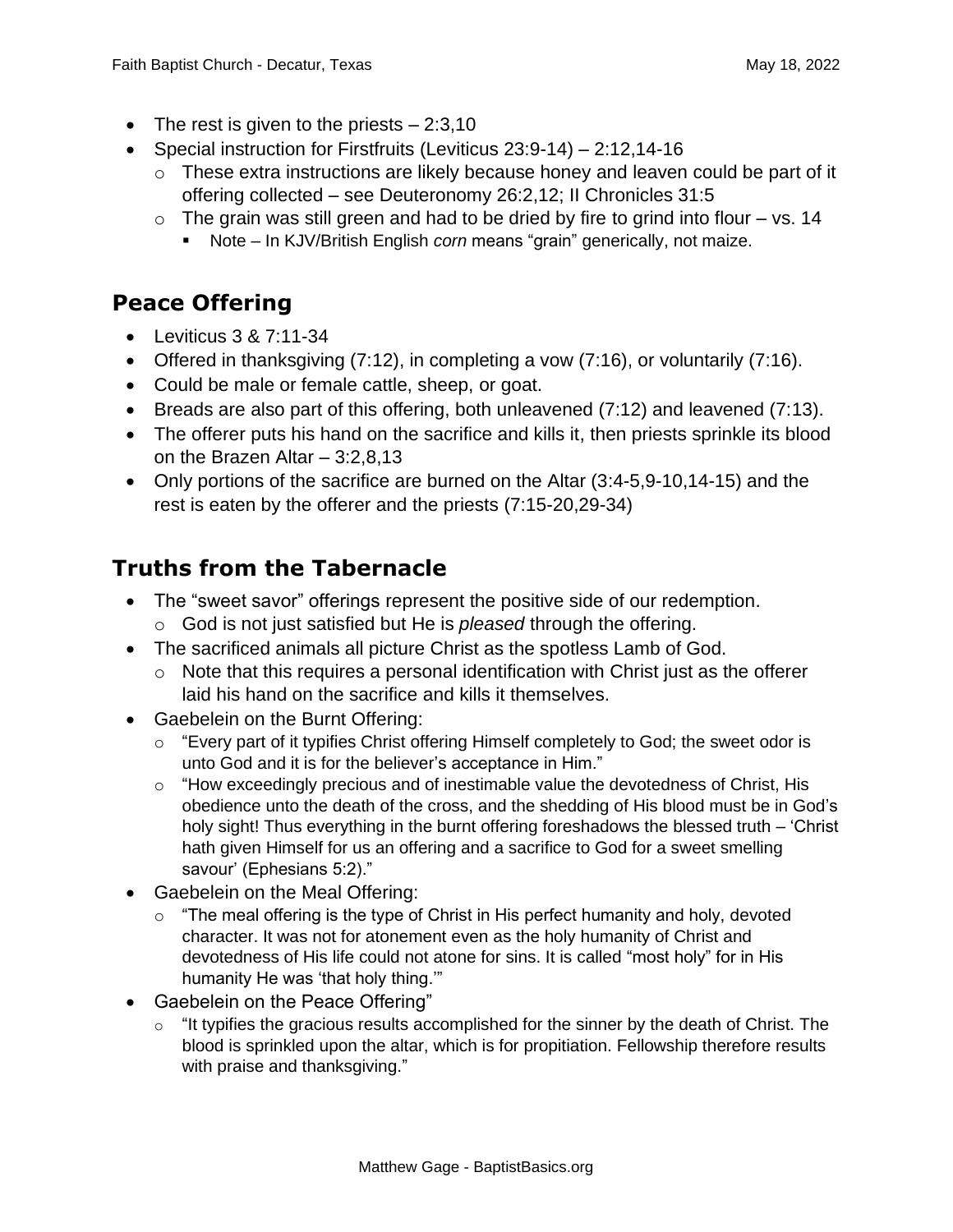- The rest is given to the priests – 2:3,10
- Special instruction for Firstfruits (Leviticus 23:9-14) – 2:12,14-16
  - These extra instructions are likely because honey and leaven could be part of it offering collected – see Deuteronomy 26:2,12; II Chronicles 31:5
  - The grain was still green and had to be dried by fire to grind into flour – vs. 14
    - Note – In KJV/British English *corn* means "grain" generically, not maize.

## Peace Offering

- Leviticus 3 & 7:11-34
- Offered in thanksgiving (7:12), in completing a vow (7:16), or voluntarily (7:16).
- Could be male or female cattle, sheep, or goat.
- Breads are also part of this offering, both unleavened (7:12) and leavened (7:13).
- The offerer puts his hand on the sacrifice and kills it, then priests sprinkle its blood on the Brazen Altar – 3:2,8,13
- Only portions of the sacrifice are burned on the Altar (3:4-5,9-10,14-15) and the rest is eaten by the offerer and the priests (7:15-20,29-34)

## Truths from the Tabernacle

- The "sweet savor" offerings represent the positive side of our redemption.
  - God is not just satisfied but He is *pleased* through the offering.
- The sacrificed animals all picture Christ as the spotless Lamb of God.
  - Note that this requires a personal identification with Christ just as the offerer laid his hand on the sacrifice and kills it themselves.
- Gaebelein on the Burnt Offering:
  - "Every part of it typifies Christ offering Himself completely to God; the sweet odor is unto God and it is for the believer's acceptance in Him."
  - "How exceedingly precious and of inestimable value the devotedness of Christ, His obedience unto the death of the cross, and the shedding of His blood must be in God's holy sight! Thus everything in the burnt offering foreshadows the blessed truth – 'Christ hath given Himself for us an offering and a sacrifice to God for a sweet smelling savour' (Ephesians 5:2)."
- Gaebelein on the Meal Offering:
  - "The meal offering is the type of Christ in His perfect humanity and holy, devoted character. It was not for atonement even as the holy humanity of Christ and devotedness of His life could not atone for sins. It is called "most holy" for in His humanity He was 'that holy thing.'"
- Gaebelein on the Peace Offering"
  - "It typifies the gracious results accomplished for the sinner by the death of Christ. The blood is sprinkled upon the altar, which is for propitiation. Fellowship therefore results with praise and thanksgiving."